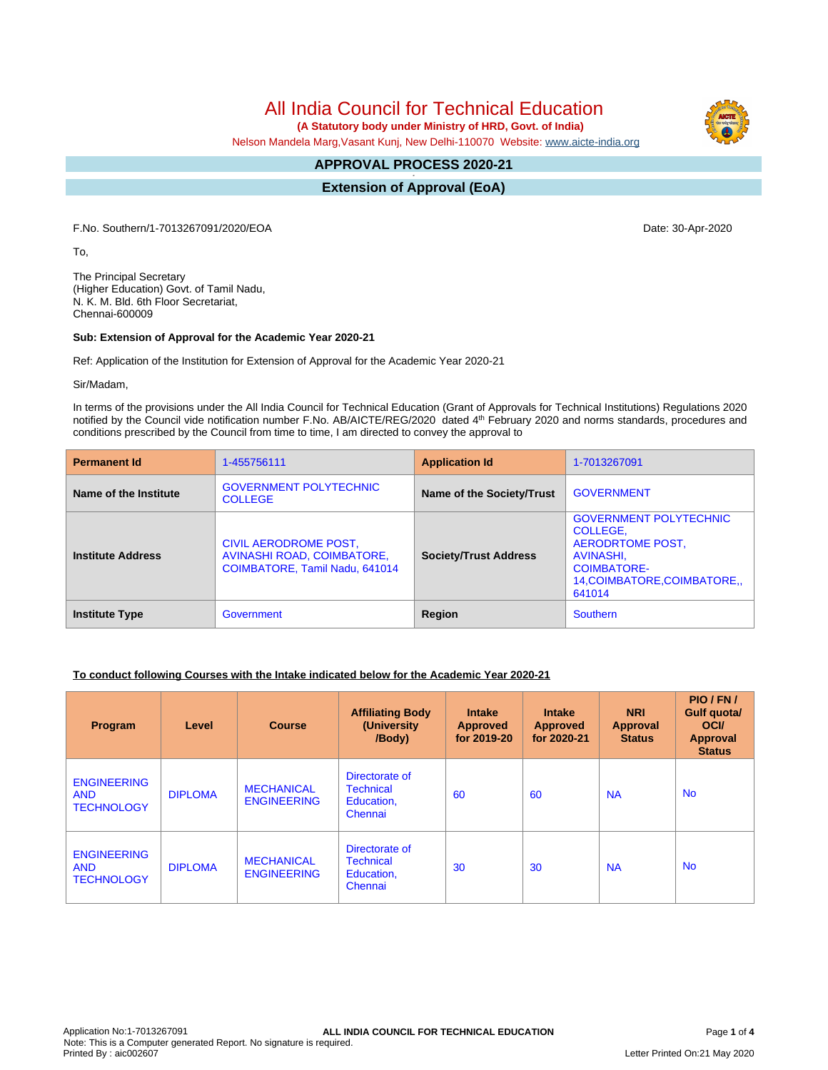# All India Council for Technical Education

**(A Statutory body under Ministry of HRD, Govt. of India)**

Nelson Mandela Marg,Vasant Kunj, New Delhi-110070 Website: www.aicte-india.org

## APPROVAL PROCESS 2020-21

## Extension of Approval (EoA)

F.No. Southern/1-7013267091/2020/EOA

Date: 30-Apr-2020

To,

The Principal Secretary
(Higher Education) Govt. of Tamil Nadu,
N. K. M. Bld. 6th Floor Secretariat,
Chennai-600009

**Sub: Extension of Approval for the Academic Year 2020-21**

Ref: Application of the Institution for Extension of Approval for the Academic Year 2020-21

Sir/Madam,

In terms of the provisions under the All India Council for Technical Education (Grant of Approvals for Technical Institutions) Regulations 2020 notified by the Council vide notification number F.No. AB/AICTE/REG/2020 dated 4th February 2020 and norms standards, procedures and conditions prescribed by the Council from time to time, I am directed to convey the approval to

| **Permanent Id** | 1-455756111 | **Application Id** | 1-7013267091 |
|---|---|---|---|
| **Name of the Institute** | GOVERNMENT POLYTECHNIC COLLEGE | **Name of the Society/Trust** | GOVERNMENT |
| **Institute Address** | CIVIL AERODROME POST, AVINASHI ROAD, COIMBATORE, COIMBATORE, Tamil Nadu, 641014 | **Society/Trust Address** | GOVERNMENT POLYTECHNIC COLLEGE, AERODRTOME POST, AVINASHI, COIMBATORE-14,COIMBATORE,COIMBATORE,, 641014 |
| **Institute Type** | Government | **Region** | Southern |

**To conduct following Courses with the Intake indicated below for the Academic Year 2020-21**

| Program | Level | Course | Affiliating Body (University /Body) | Intake Approved for 2019-20 | Intake Approved for 2020-21 | NRI Approval Status | PIO / FN / Gulf quota/ OCI/ Approval Status |
|---|---|---|---|---|---|---|---|
| ENGINEERING AND TECHNOLOGY | DIPLOMA | MECHANICAL ENGINEERING | Directorate of Technical Education, Chennai | 60 | 60 | NA | No |
| ENGINEERING AND TECHNOLOGY | DIPLOMA | MECHANICAL ENGINEERING | Directorate of Technical Education, Chennai | 30 | 30 | NA | No |

Application No:1-7013267091
Note: This is a Computer generated Report. No signature is required.
Printed By : aic002607

Letter Printed On:21 May 2020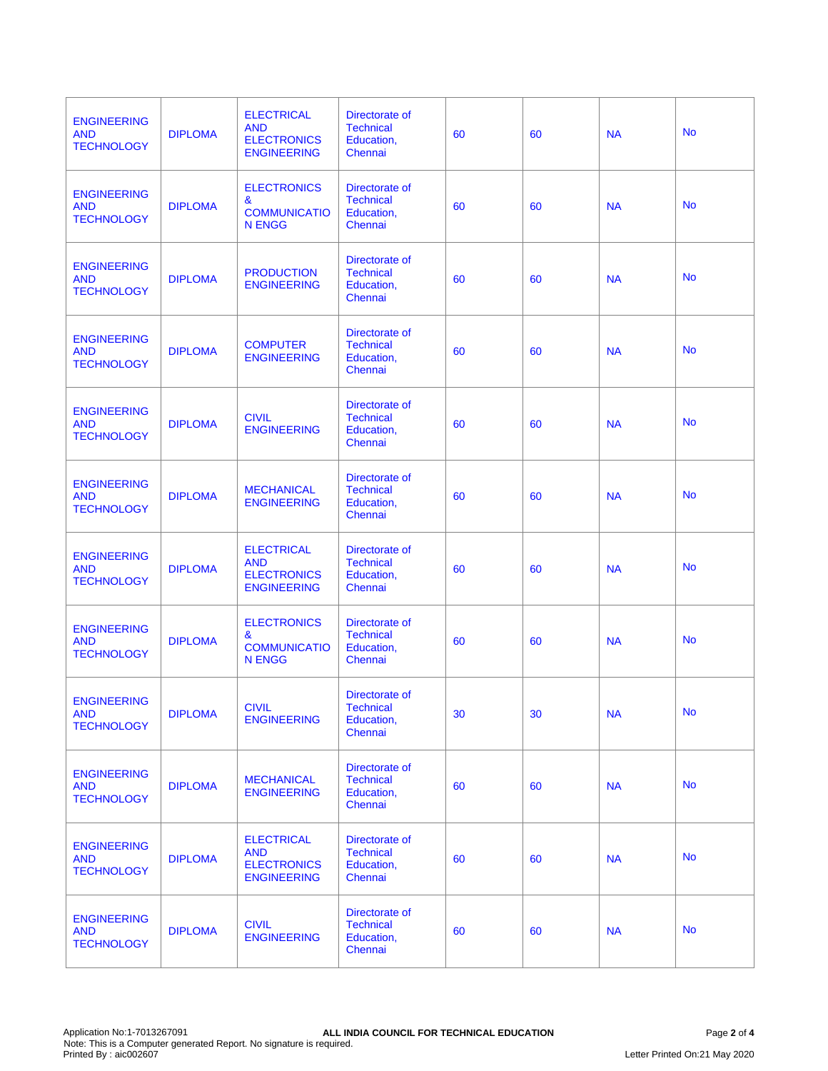| | | | | | | | |
|---|---|---|---|---|---|---|---|
| ENGINEERING AND TECHNOLOGY | DIPLOMA | ELECTRICAL AND ELECTRONICS ENGINEERING | Directorate of Technical Education, Chennai | 60 | 60 | NA | No |
| ENGINEERING AND TECHNOLOGY | DIPLOMA | ELECTRONICS & COMMUNICATION ENGG | Directorate of Technical Education, Chennai | 60 | 60 | NA | No |
| ENGINEERING AND TECHNOLOGY | DIPLOMA | PRODUCTION ENGINEERING | Directorate of Technical Education, Chennai | 60 | 60 | NA | No |
| ENGINEERING AND TECHNOLOGY | DIPLOMA | COMPUTER ENGINEERING | Directorate of Technical Education, Chennai | 60 | 60 | NA | No |
| ENGINEERING AND TECHNOLOGY | DIPLOMA | CIVIL ENGINEERING | Directorate of Technical Education, Chennai | 60 | 60 | NA | No |
| ENGINEERING AND TECHNOLOGY | DIPLOMA | MECHANICAL ENGINEERING | Directorate of Technical Education, Chennai | 60 | 60 | NA | No |
| ENGINEERING AND TECHNOLOGY | DIPLOMA | ELECTRICAL AND ELECTRONICS ENGINEERING | Directorate of Technical Education, Chennai | 60 | 60 | NA | No |
| ENGINEERING AND TECHNOLOGY | DIPLOMA | ELECTRONICS & COMMUNICATION ENGG | Directorate of Technical Education, Chennai | 60 | 60 | NA | No |
| ENGINEERING AND TECHNOLOGY | DIPLOMA | CIVIL ENGINEERING | Directorate of Technical Education, Chennai | 30 | 30 | NA | No |
| ENGINEERING AND TECHNOLOGY | DIPLOMA | MECHANICAL ENGINEERING | Directorate of Technical Education, Chennai | 60 | 60 | NA | No |
| ENGINEERING AND TECHNOLOGY | DIPLOMA | ELECTRICAL AND ELECTRONICS ENGINEERING | Directorate of Technical Education, Chennai | 60 | 60 | NA | No |
| ENGINEERING AND TECHNOLOGY | DIPLOMA | CIVIL ENGINEERING | Directorate of Technical Education, Chennai | 60 | 60 | NA | No |

Application No:1-7013267091
Note: This is a Computer generated Report. No signature is required.
Printed By : aic002607

ALL INDIA COUNCIL FOR TECHNICAL EDUCATION

Letter Printed On:21 May 2020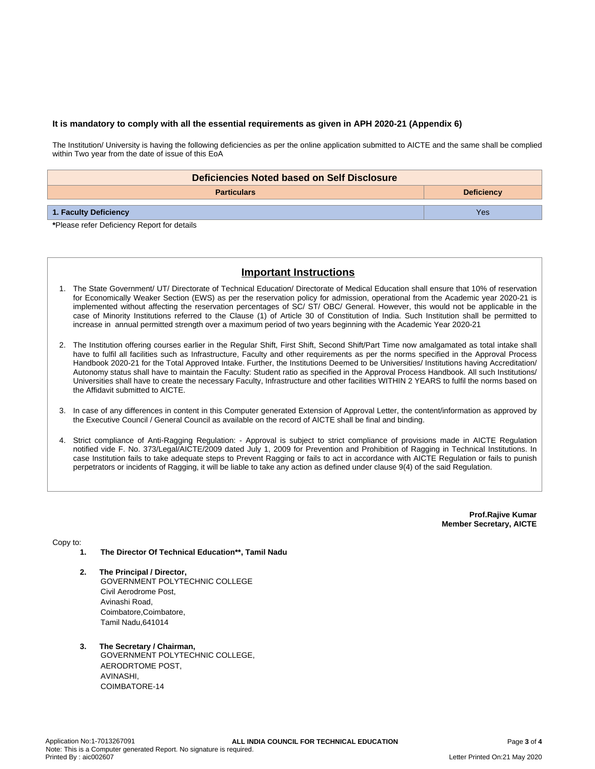**It is mandatory to comply with all the essential requirements as given in APH 2020-21 (Appendix 6)**

The Institution/ University is having the following deficiencies as per the online application submitted to AICTE and the same shall be complied within Two year from the date of issue of this EoA

| Deficiencies Noted based on Self Disclosure | |
|---|---|
| **Particulars** | **Deficiency** |
| **1. Faculty Deficiency** | Yes |

***Please refer Deficiency Report for details**

## Important Instructions

1. The State Government/ UT/ Directorate of Technical Education/ Directorate of Medical Education shall ensure that 10% of reservation for Economically Weaker Section (EWS) as per the reservation policy for admission, operational from the Academic year 2020-21 is implemented without affecting the reservation percentages of SC/ ST/ OBC/ General. However, this would not be applicable in the case of Minority Institutions referred to the Clause (1) of Article 30 of Constitution of India. Such Institution shall be permitted to increase in annual permitted strength over a maximum period of two years beginning with the Academic Year 2020-21

2. The Institution offering courses earlier in the Regular Shift, First Shift, Second Shift/Part Time now amalgamated as total intake shall have to fulfil all facilities such as Infrastructure, Faculty and other requirements as per the norms specified in the Approval Process Handbook 2020-21 for the Total Approved Intake. Further, the Institutions Deemed to be Universities/ Institutions having Accreditation/ Autonomy status shall have to maintain the Faculty: Student ratio as specified in the Approval Process Handbook. All such Institutions/ Universities shall have to create the necessary Faculty, Infrastructure and other facilities WITHIN 2 YEARS to fulfil the norms based on the Affidavit submitted to AICTE.

3. In case of any differences in content in this Computer generated Extension of Approval Letter, the content/information as approved by the Executive Council / General Council as available on the record of AICTE shall be final and binding.

4. Strict compliance of Anti-Ragging Regulation: - Approval is subject to strict compliance of provisions made in AICTE Regulation notified vide F. No. 373/Legal/AICTE/2009 dated July 1, 2009 for Prevention and Prohibition of Ragging in Technical Institutions. In case Institution fails to take adequate steps to Prevent Ragging or fails to act in accordance with AICTE Regulation or fails to punish perpetrators or incidents of Ragging, it will be liable to take any action as defined under clause 9(4) of the said Regulation.

**Prof.Rajive Kumar**
**Member Secretary, AICTE**

Copy to:

1. **The Director Of Technical Education**, Tamil Nadu**

2. **The Principal / Director,**
   GOVERNMENT POLYTECHNIC COLLEGE
   Civil Aerodrome Post,
   Avinashi Road,
   Coimbatore,Coimbatore,
   Tamil Nadu,641014

3. **The Secretary / Chairman,**
   GOVERNMENT POLYTECHNIC COLLEGE,
   AERODRTOME POST,
   AVINASHI,
   COIMBATORE-14

Application No:1-7013267091
Note: This is a Computer generated Report. No signature is required.
Printed By : aic002607
Letter Printed On:21 May 2020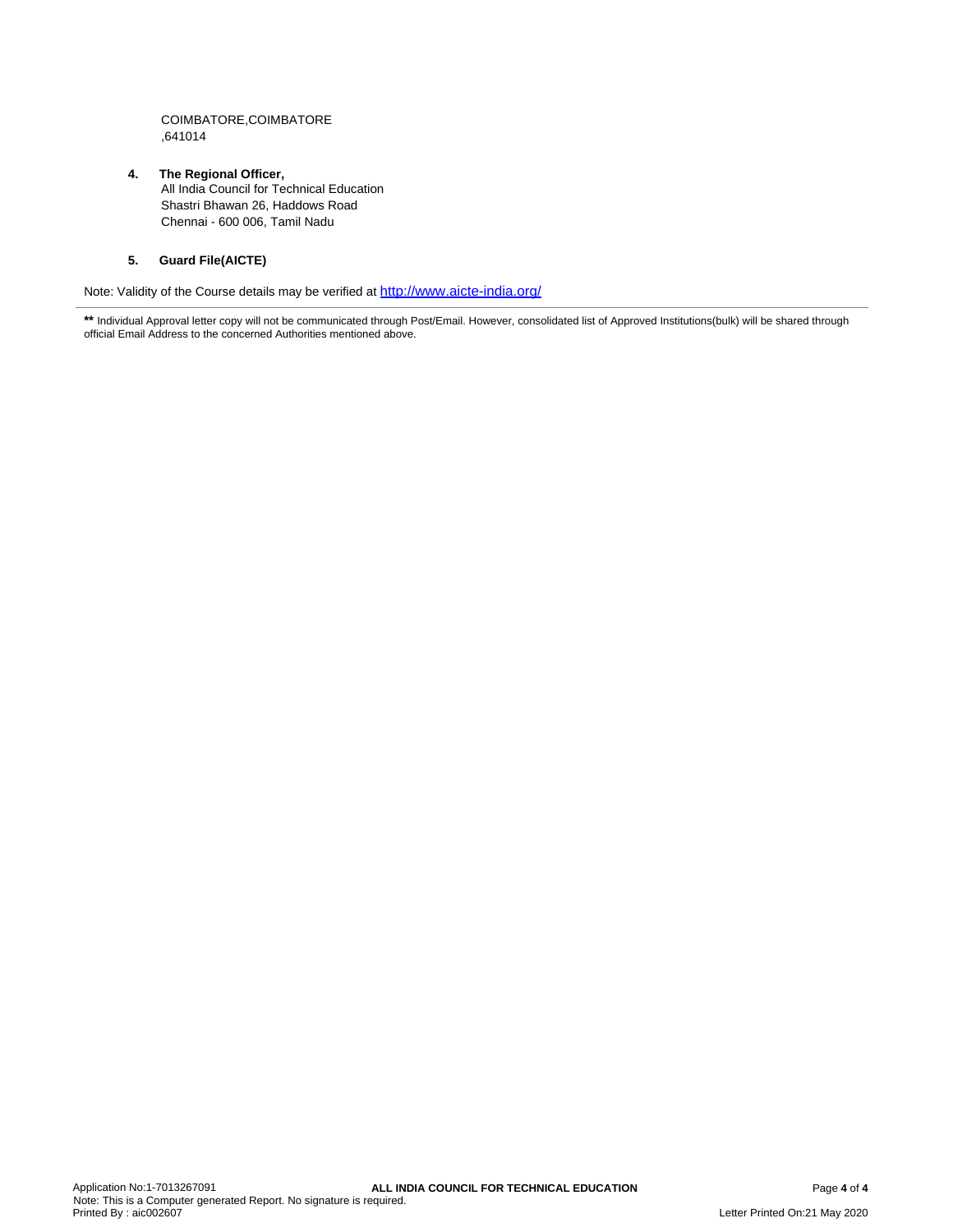COIMBATORE,COIMBATORE
,641014

4. **The Regional Officer,**
   All India Council for Technical Education
   Shastri Bhawan 26, Haddows Road
   Chennai - 600 006, Tamil Nadu

5. **Guard File(AICTE)**

Note: Validity of the Course details may be verified at http://www.aicte-india.org/

---

**\*\*** Individual Approval letter copy will not be communicated through Post/Email. However, consolidated list of Approved Institutions(bulk) will be shared through official Email Address to the concerned Authorities mentioned above.

Application No:1-7013267091
Note: This is a Computer generated Report. No signature is required.
Printed By : aic002607
Letter Printed On:21 May 2020